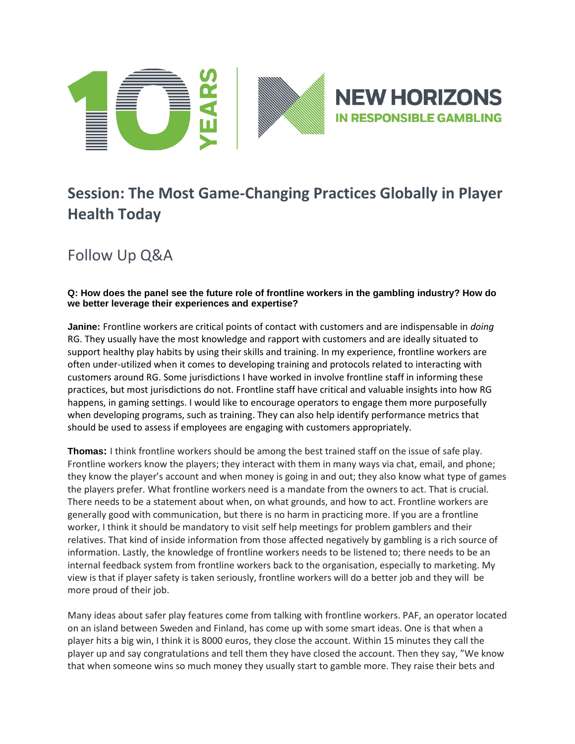# 10 YEARS | NEW HORIZONS IN RESPONSIBLE GAMBLING

## Session: The Most Game-Changing Practices Globally in Player Health Today

## Follow Up Q&A

**Q: How does the panel see the future role of frontline workers in the gambling industry? How do we better leverage their experiences and expertise?**

**Janine:** Frontline workers are critical points of contact with customers and are indispensable in *doing* RG. They usually have the most knowledge and rapport with customers and are ideally situated to support healthy play habits by using their skills and training. In my experience, frontline workers are often under-utilized when it comes to developing training and protocols related to interacting with customers around RG. Some jurisdictions I have worked in involve frontline staff in informing these practices, but most jurisdictions do not. Frontline staff have critical and valuable insights into how RG happens, in gaming settings. I would like to encourage operators to engage them more purposefully when developing programs, such as training. They can also help identify performance metrics that should be used to assess if employees are engaging with customers appropriately.

**Thomas:** I think frontline workers should be among the best trained staff on the issue of safe play. Frontline workers know the players; they interact with them in many ways via chat, email, and phone; they know the player's account and when money is going in and out; they also know what type of games the players prefer. What frontline workers need is a mandate from the owners to act. That is crucial. There needs to be a statement about when, on what grounds, and how to act. Frontline workers are generally good with communication, but there is no harm in practicing more. If you are a frontline worker, I think it should be mandatory to visit self help meetings for problem gamblers and their relatives. That kind of inside information from those affected negatively by gambling is a rich source of information. Lastly, the knowledge of frontline workers needs to be listened to; there needs to be an internal feedback system from frontline workers back to the organisation, especially to marketing. My view is that if player safety is taken seriously, frontline workers will do a better job and they will be more proud of their job.

Many ideas about safer play features come from talking with frontline workers. PAF, an operator located on an island between Sweden and Finland, has come up with some smart ideas. One is that when a player hits a big win, I think it is 8000 euros, they close the account. Within 15 minutes they call the player up and say congratulations and tell them they have closed the account. Then they say, "We know that when someone wins so much money they usually start to gamble more. They raise their bets and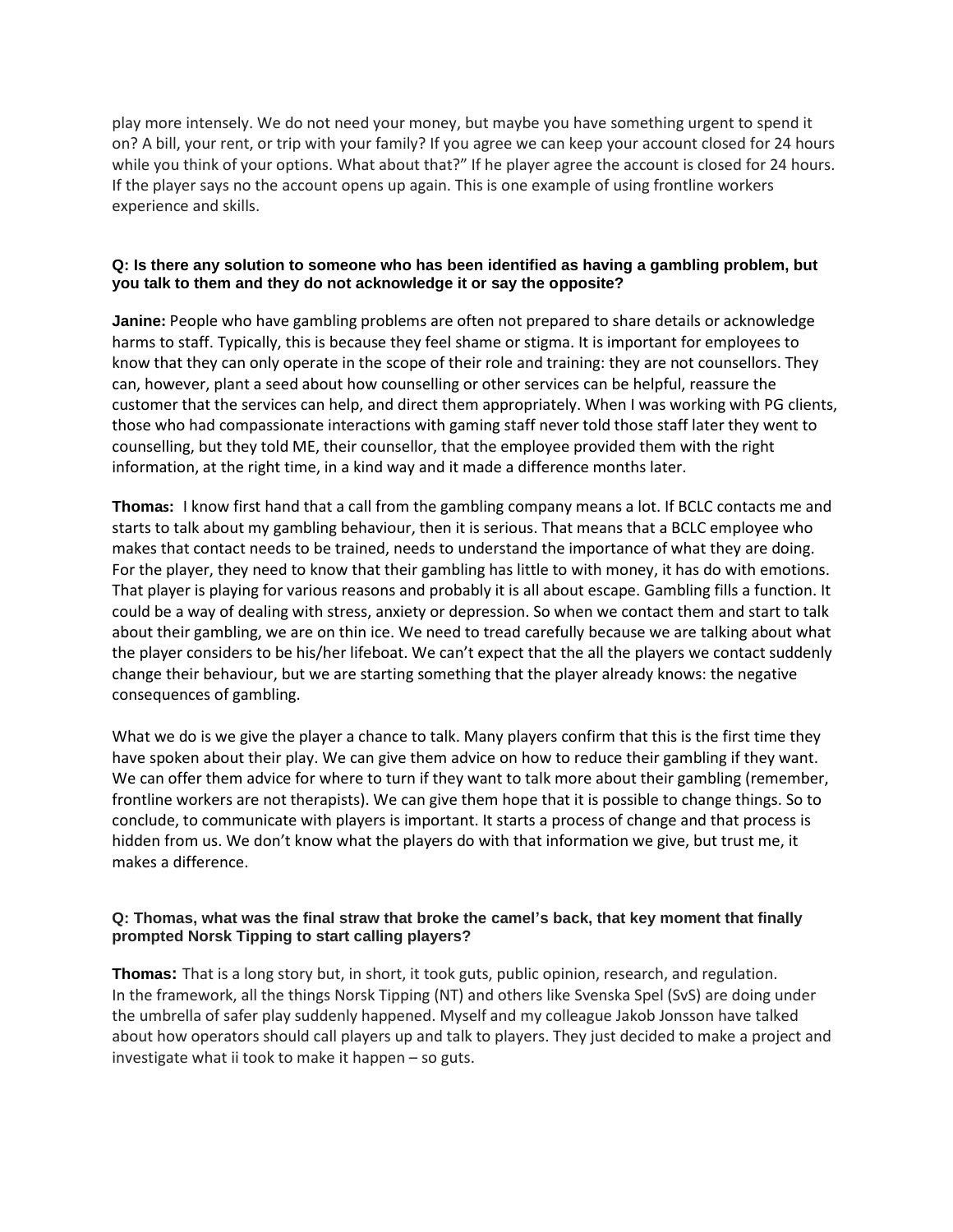play more intensely. We do not need your money, but maybe you have something urgent to spend it on? A bill, your rent, or trip with your family? If you agree we can keep your account closed for 24 hours while you think of your options. What about that?" If he player agree the account is closed for 24 hours. If the player says no the account opens up again. This is one example of using frontline workers experience and skills.

**Q: Is there any solution to someone who has been identified as having a gambling problem, but you talk to them and they do not acknowledge it or say the opposite?**

**Janine:** People who have gambling problems are often not prepared to share details or acknowledge harms to staff. Typically, this is because they feel shame or stigma. It is important for employees to know that they can only operate in the scope of their role and training: they are not counsellors. They can, however, plant a seed about how counselling or other services can be helpful, reassure the customer that the services can help, and direct them appropriately. When I was working with PG clients, those who had compassionate interactions with gaming staff never told those staff later they went to counselling, but they told ME, their counsellor, that the employee provided them with the right information, at the right time, in a kind way and it made a difference months later.

**Thomas:** I know first hand that a call from the gambling company means a lot. If BCLC contacts me and starts to talk about my gambling behaviour, then it is serious. That means that a BCLC employee who makes that contact needs to be trained, needs to understand the importance of what they are doing. For the player, they need to know that their gambling has little to with money, it has do with emotions. That player is playing for various reasons and probably it is all about escape. Gambling fills a function. It could be a way of dealing with stress, anxiety or depression. So when we contact them and start to talk about their gambling, we are on thin ice. We need to tread carefully because we are talking about what the player considers to be his/her lifeboat. We can't expect that the all the players we contact suddenly change their behaviour, but we are starting something that the player already knows: the negative consequences of gambling.

What we do is we give the player a chance to talk. Many players confirm that this is the first time they have spoken about their play. We can give them advice on how to reduce their gambling if they want. We can offer them advice for where to turn if they want to talk more about their gambling (remember, frontline workers are not therapists). We can give them hope that it is possible to change things. So to conclude, to communicate with players is important. It starts a process of change and that process is hidden from us. We don't know what the players do with that information we give, but trust me, it makes a difference.

**Q: Thomas, what was the final straw that broke the camel's back, that key moment that finally prompted Norsk Tipping to start calling players?**

**Thomas:** That is a long story but, in short, it took guts, public opinion, research, and regulation. In the framework, all the things Norsk Tipping (NT) and others like Svenska Spel (SvS) are doing under the umbrella of safer play suddenly happened. Myself and my colleague Jakob Jonsson have talked about how operators should call players up and talk to players. They just decided to make a project and investigate what ii took to make it happen – so guts.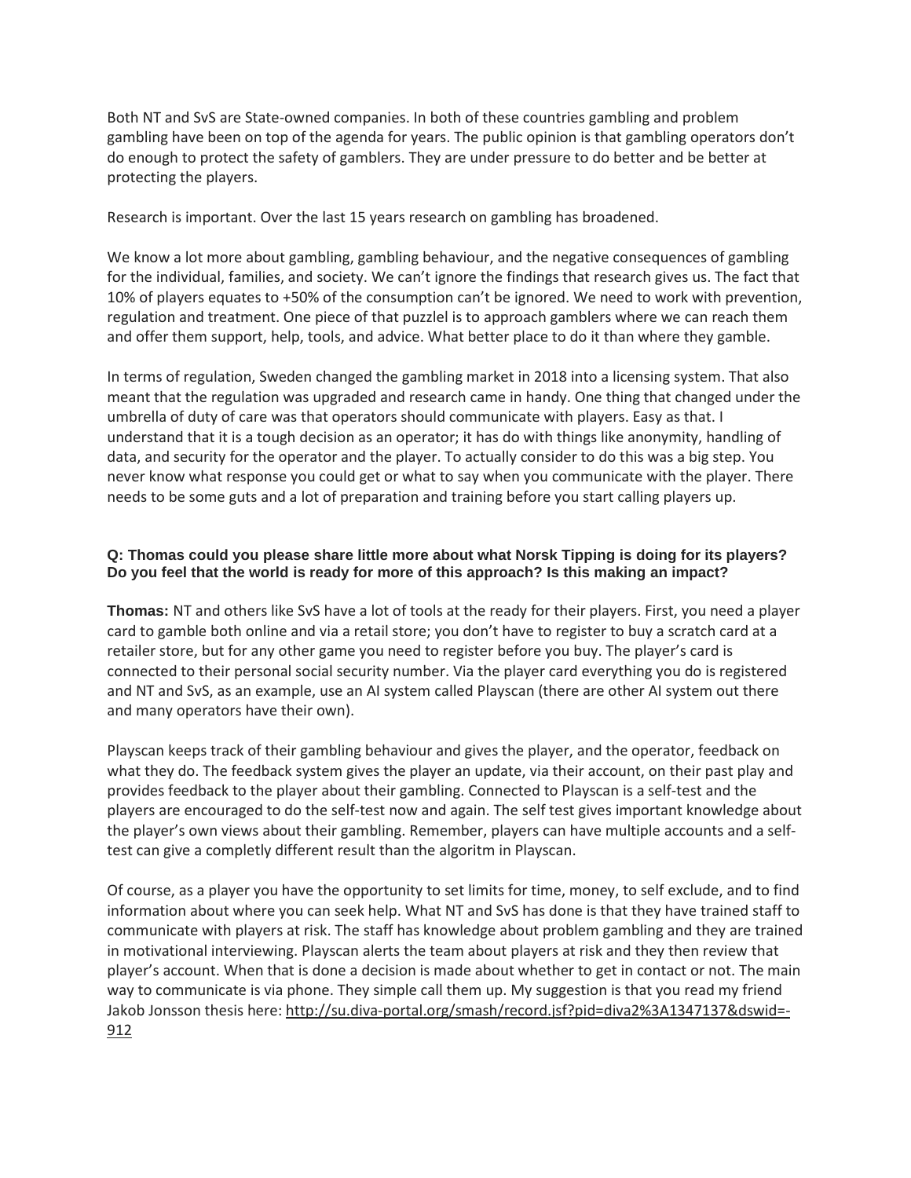Both NT and SvS are State-owned companies. In both of these countries gambling and problem gambling have been on top of the agenda for years. The public opinion is that gambling operators don't do enough to protect the safety of gamblers. They are under pressure to do better and be better at protecting the players.

Research is important. Over the last 15 years research on gambling has broadened.

We know a lot more about gambling, gambling behaviour, and the negative consequences of gambling for the individual, families, and society. We can't ignore the findings that research gives us. The fact that 10% of players equates to +50% of the consumption can't be ignored. We need to work with prevention, regulation and treatment. One piece of that puzzel is to approach gamblers where we can reach them and offer them support, help, tools, and advice. What better place to do it than where they gamble.

In terms of regulation, Sweden changed the gambling market in 2018 into a licensing system. That also meant that the regulation was upgraded and research came in handy. One thing that changed under the umbrella of duty of care was that operators should communicate with players. Easy as that. I understand that it is a tough decision as an operator; it has do with things like anonymity, handling of data, and security for the operator and the player. To actually consider to do this was a big step. You never know what response you could get or what to say when you communicate with the player. There needs to be some guts and a lot of preparation and training before you start calling players up.

**Q: Thomas could you please share little more about what Norsk Tipping is doing for its players? Do you feel that the world is ready for more of this approach? Is this making an impact?**

**Thomas:** NT and others like SvS have a lot of tools at the ready for their players. First, you need a player card to gamble both online and via a retail store; you don't have to register to buy a scratch card at a retailer store, but for any other game you need to register before you buy. The player's card is connected to their personal social security number. Via the player card everything you do is registered and NT and SvS, as an example, use an AI system called Playscan (there are other AI system out there and many operators have their own).

Playscan keeps track of their gambling behaviour and gives the player, and the operator, feedback on what they do. The feedback system gives the player an update, via their account, on their past play and provides feedback to the player about their gambling. Connected to Playscan is a self-test and the players are encouraged to do the self-test now and again. The self test gives important knowledge about the player's own views about their gambling. Remember, players can have multiple accounts and a self-test can give a completly different result than the algoritm in Playscan.

Of course, as a player you have the opportunity to set limits for time, money, to self exclude, and to find information about where you can seek help. What NT and SvS has done is that they have trained staff to communicate with players at risk. The staff has knowledge about problem gambling and they are trained in motivational interviewing. Playscan alerts the team about players at risk and they then review that player's account. When that is done a decision is made about whether to get in contact or not. The main way to communicate is via phone. They simple call them up. My suggestion is that you read my friend Jakob Jonsson thesis here: http://su.diva-portal.org/smash/record.jsf?pid=diva2%3A1347137&dswid=-912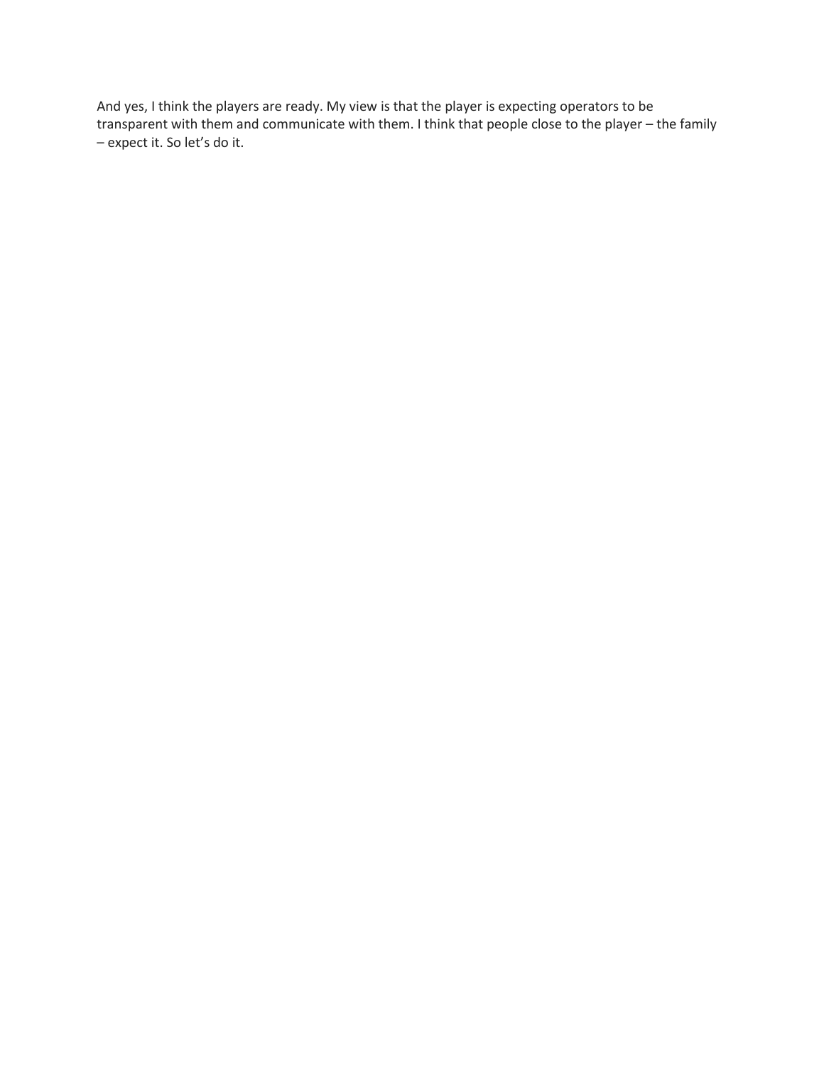And yes, I think the players are ready. My view is that the player is expecting operators to be transparent with them and communicate with them. I think that people close to the player – the family – expect it. So let's do it.